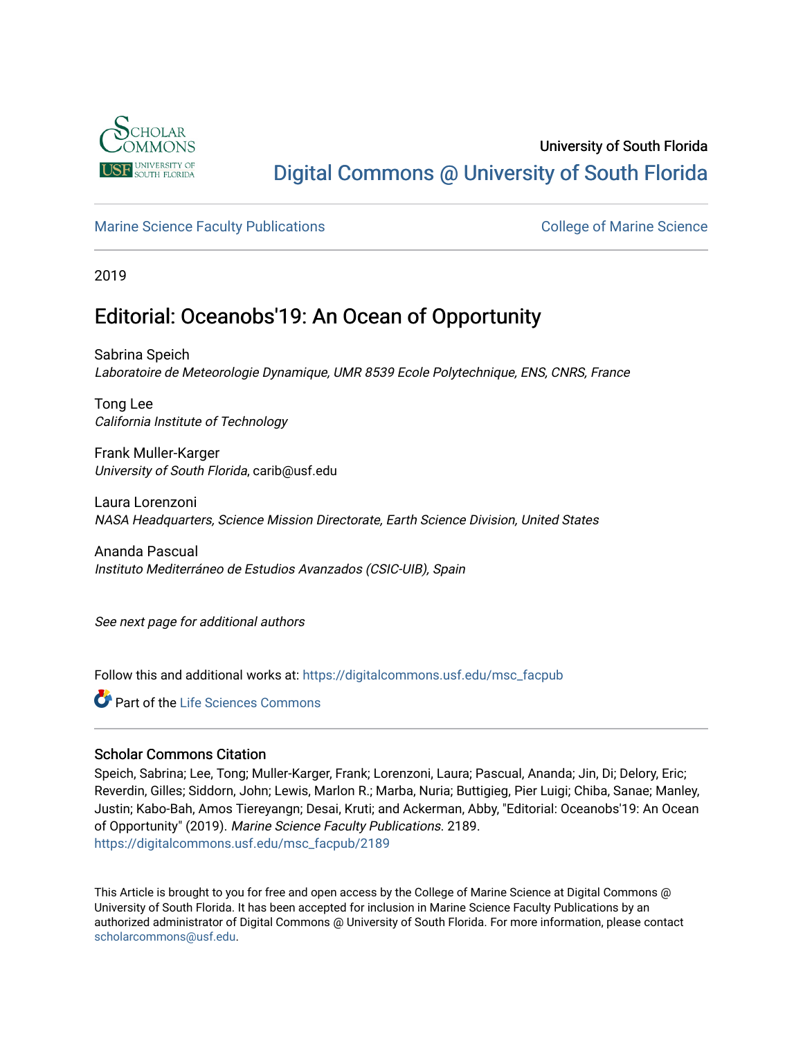University of South Florida

Digital Commons @ University of South Florida

Marine Science Faculty Publications

College of Marine Science

2019

# Editorial: Oceanobs'19: An Ocean of Opportunity

Sabrina Speich
*Laboratoire de Meteorologie Dynamique, UMR 8539 Ecole Polytechnique, ENS, CNRS, France*

Tong Lee
*California Institute of Technology*

Frank Muller-Karger
*University of South Florida*, carib@usf.edu

Laura Lorenzoni
*NASA Headquarters, Science Mission Directorate, Earth Science Division, United States*

Ananda Pascual
*Instituto Mediterráneo de Estudios Avanzados (CSIC-UIB), Spain*

*See next page for additional authors*

Follow this and additional works at: https://digitalcommons.usf.edu/msc_facpub

Part of the Life Sciences Commons

## Scholar Commons Citation

Speich, Sabrina; Lee, Tong; Muller-Karger, Frank; Lorenzoni, Laura; Pascual, Ananda; Jin, Di; Delory, Eric; Reverdin, Gilles; Siddorn, John; Lewis, Marlon R.; Marba, Nuria; Buttigieg, Pier Luigi; Chiba, Sanae; Manley, Justin; Kabo-Bah, Amos Tiereyangn; Desai, Kruti; and Ackerman, Abby, "Editorial: Oceanobs'19: An Ocean of Opportunity" (2019). *Marine Science Faculty Publications*. 2189.
https://digitalcommons.usf.edu/msc_facpub/2189

This Article is brought to you for free and open access by the College of Marine Science at Digital Commons @ University of South Florida. It has been accepted for inclusion in Marine Science Faculty Publications by an authorized administrator of Digital Commons @ University of South Florida. For more information, please contact scholarcommons@usf.edu.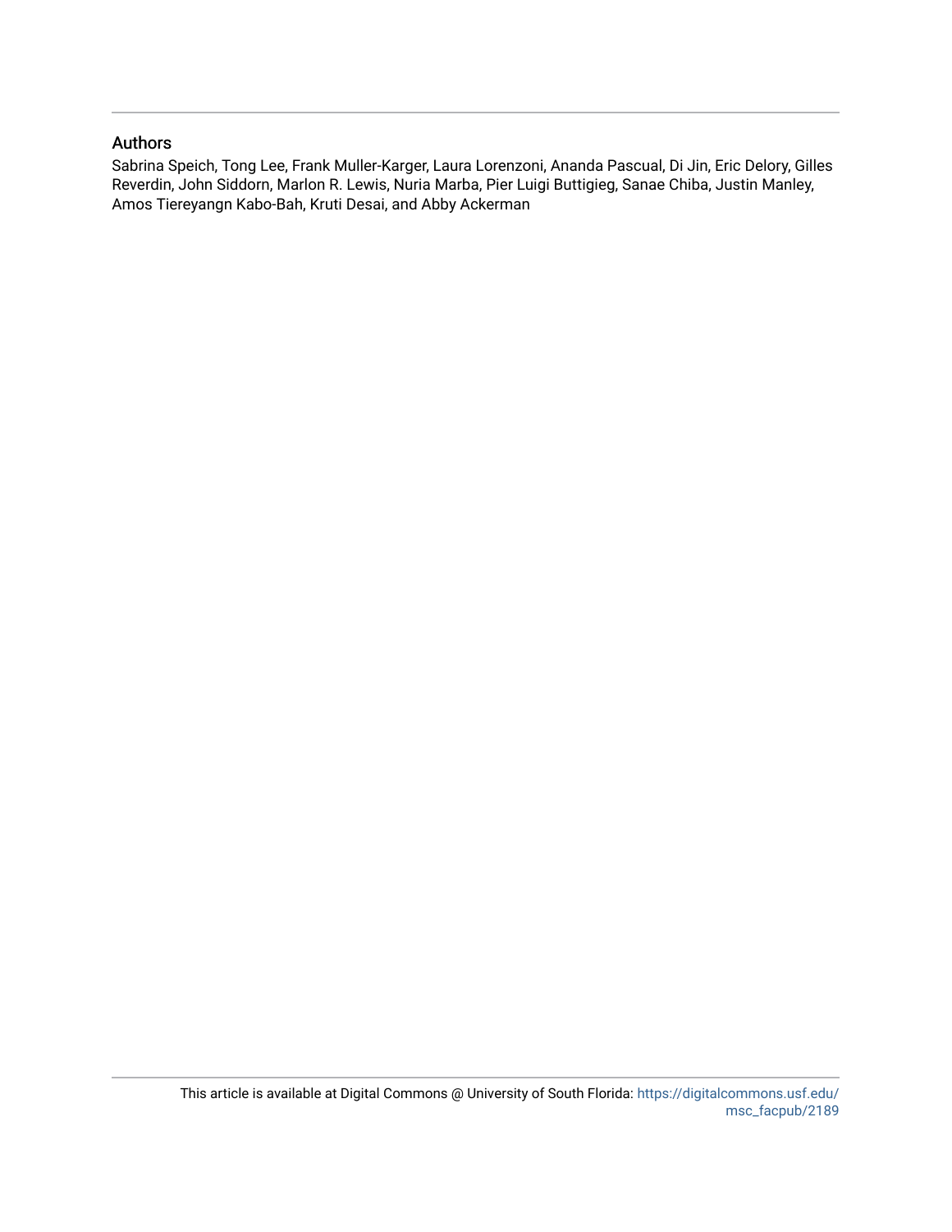## Authors

Sabrina Speich, Tong Lee, Frank Muller-Karger, Laura Lorenzoni, Ananda Pascual, Di Jin, Eric Delory, Gilles Reverdin, John Siddorn, Marlon R. Lewis, Nuria Marba, Pier Luigi Buttigieg, Sanae Chiba, Justin Manley, Amos Tiereyangn Kabo-Bah, Kruti Desai, and Abby Ackerman

This article is available at Digital Commons @ University of South Florida: https://digitalcommons.usf.edu/msc_facpub/2189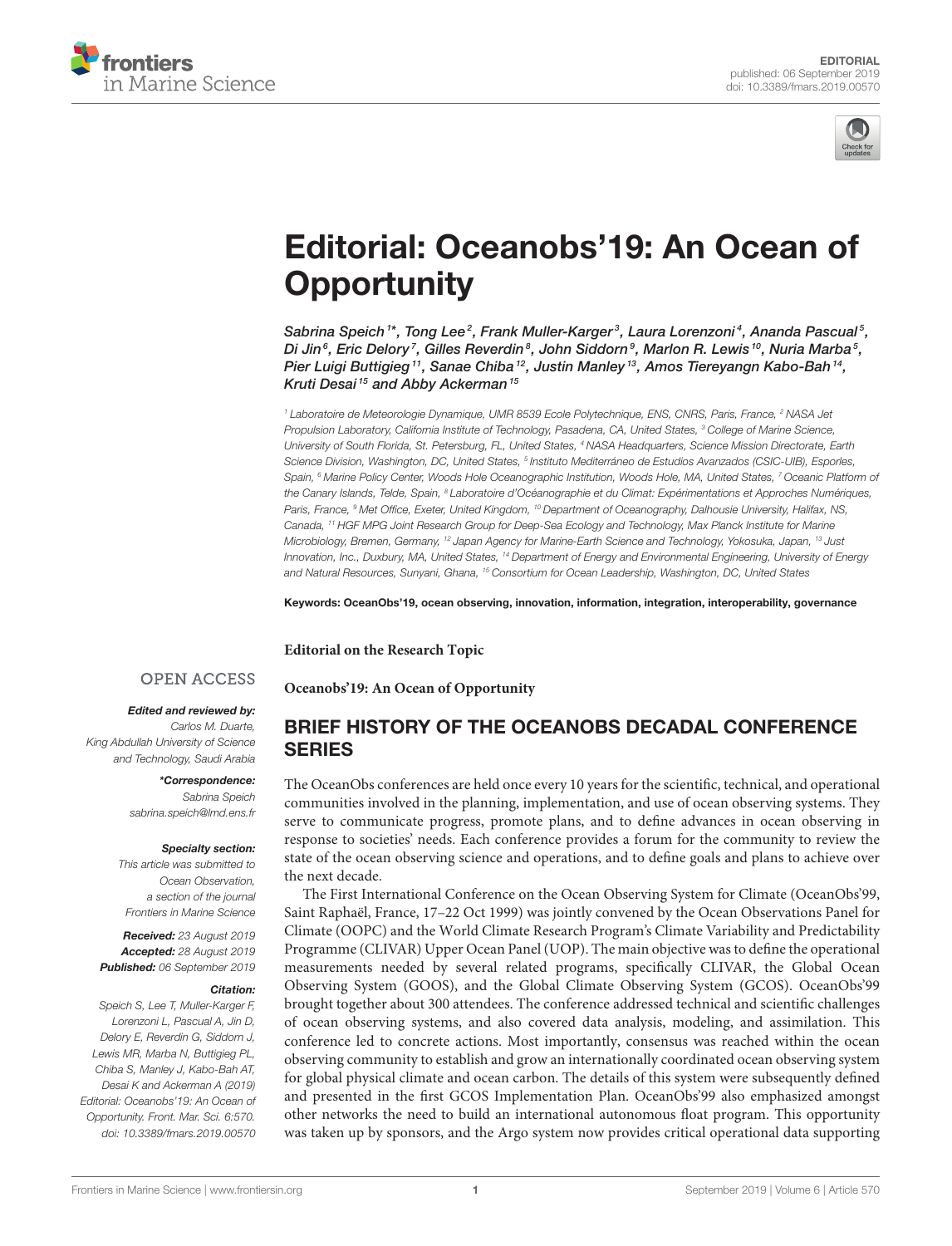# Editorial: Oceanobs'19: An Ocean of Opportunity

*Sabrina Speich[1]*, Tong Lee[2], Frank Muller-Karger[3], Laura Lorenzoni[4], Ananda Pascual[5], Di Jin[6], Eric Delory[7], Gilles Reverdin[8], John Siddorn[9], Marlon R. Lewis[10], Nuria Marba[5], Pier Luigi Buttigieg[11], Sanae Chiba[12], Justin Manley[13], Amos Tiereyangn Kabo-Bah[14], Kruti Desai[15] and Abby Ackerman[15]*

[1] Laboratoire de Meteorologie Dynamique, UMR 8539 Ecole Polytechnique, ENS, CNRS, Paris, France, [2] NASA Jet Propulsion Laboratory, California Institute of Technology, Pasadena, CA, United States, [3] College of Marine Science, University of South Florida, St. Petersburg, FL, United States, [4] NASA Headquarters, Science Mission Directorate, Earth Science Division, Washington, DC, United States, [5] Instituto Mediterráneo de Estudios Avanzados (CSIC-UIB), Esporles, Spain, [6] Marine Policy Center, Woods Hole Oceanographic Institution, Woods Hole, MA, United States, [7] Oceanic Platform of the Canary Islands, Telde, Spain, [8] Laboratoire d'Océanographie et du Climat: Expérimentations et Approches Numériques, Paris, France, [9] Met Office, Exeter, United Kingdom, [10] Department of Oceanography, Dalhousie University, Halifax, NS, Canada, [11] HGF MPG Joint Research Group for Deep-Sea Ecology and Technology, Max Planck Institute for Marine Microbiology, Bremen, Germany, [12] Japan Agency for Marine-Earth Science and Technology, Yokosuka, Japan, [13] Just Innovation, Inc., Duxbury, MA, United States, [14] Department of Energy and Environmental Engineering, University of Energy and Natural Resources, Sunyani, Ghana, [15] Consortium for Ocean Leadership, Washington, DC, United States

**Keywords: OceanObs'19, ocean observing, innovation, information, integration, interoperability, governance**

**Editorial on the Research Topic**

**Oceanobs'19: An Ocean of Opportunity**

OPEN ACCESS

***Edited and reviewed by:***
*Carlos M. Duarte, King Abdullah University of Science and Technology, Saudi Arabia*

***\*Correspondence:***
*Sabrina Speich*
*sabrina.speich@lmd.ens.fr*

***Specialty section:***
*This article was submitted to Ocean Observation, a section of the journal Frontiers in Marine Science*

***Received:*** *23 August 2019*
***Accepted:*** *28 August 2019*
***Published:*** *06 September 2019*

***Citation:***
*Speich S, Lee T, Muller-Karger F, Lorenzoni L, Pascual A, Jin D, Delory E, Reverdin G, Siddorn J, Lewis MR, Marba N, Buttigieg PL, Chiba S, Manley J, Kabo-Bah AT, Desai K and Ackerman A (2019) Editorial: Oceanobs'19: An Ocean of Opportunity. Front. Mar. Sci. 6:570. doi: 10.3389/fmars.2019.00570*

## BRIEF HISTORY OF THE OCEANOBS DECADAL CONFERENCE SERIES

The OceanObs conferences are held once every 10 years for the scientific, technical, and operational communities involved in the planning, implementation, and use of ocean observing systems. They serve to communicate progress, promote plans, and to define advances in ocean observing in response to societies' needs. Each conference provides a forum for the community to review the state of the ocean observing science and operations, and to define goals and plans to achieve over the next decade.

The First International Conference on the Ocean Observing System for Climate (OceanObs'99, Saint Raphaël, France, 17–22 Oct 1999) was jointly convened by the Ocean Observations Panel for Climate (OOPC) and the World Climate Research Program's Climate Variability and Predictability Programme (CLIVAR) Upper Ocean Panel (UOP). The main objective was to define the operational measurements needed by several related programs, specifically CLIVAR, the Global Ocean Observing System (GOOS), and the Global Climate Observing System (GCOS). OceanObs'99 brought together about 300 attendees. The conference addressed technical and scientific challenges of ocean observing systems, and also covered data analysis, modeling, and assimilation. This conference led to concrete actions. Most importantly, consensus was reached within the ocean observing community to establish and grow an internationally coordinated ocean observing system for global physical climate and ocean carbon. The details of this system were subsequently defined and presented in the first GCOS Implementation Plan. OceanObs'99 also emphasized amongst other networks the need to build an international autonomous float program. This opportunity was taken up by sponsors, and the Argo system now provides critical operational data supporting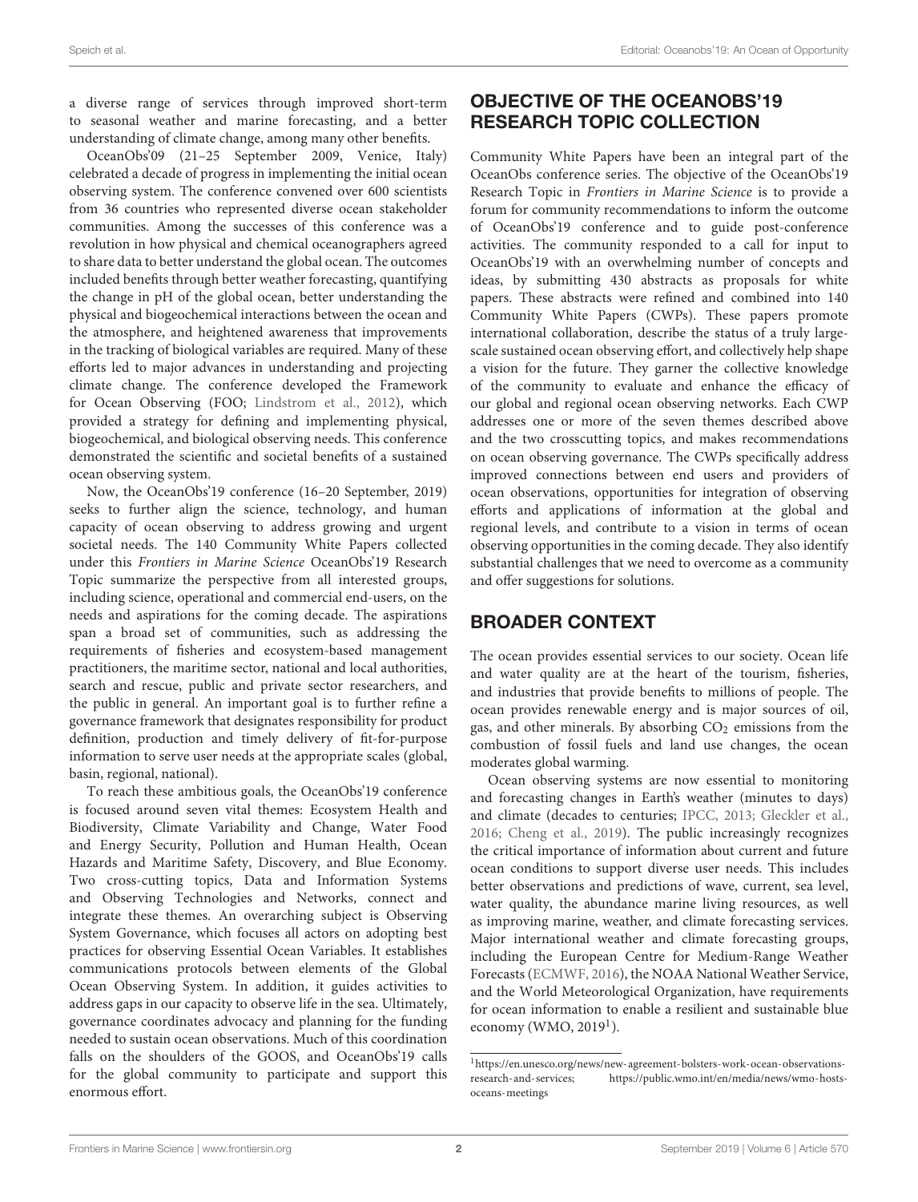a diverse range of services through improved short-term to seasonal weather and marine forecasting, and a better understanding of climate change, among many other benefits.

OceanObs'09 (21–25 September 2009, Venice, Italy) celebrated a decade of progress in implementing the initial ocean observing system. The conference convened over 600 scientists from 36 countries who represented diverse ocean stakeholder communities. Among the successes of this conference was a revolution in how physical and chemical oceanographers agreed to share data to better understand the global ocean. The outcomes included benefits through better weather forecasting, quantifying the change in pH of the global ocean, better understanding the physical and biogeochemical interactions between the ocean and the atmosphere, and heightened awareness that improvements in the tracking of biological variables are required. Many of these efforts led to major advances in understanding and projecting climate change. The conference developed the Framework for Ocean Observing (FOO; Lindstrom et al., 2012), which provided a strategy for defining and implementing physical, biogeochemical, and biological observing needs. This conference demonstrated the scientific and societal benefits of a sustained ocean observing system.

Now, the OceanObs'19 conference (16–20 September, 2019) seeks to further align the science, technology, and human capacity of ocean observing to address growing and urgent societal needs. The 140 Community White Papers collected under this *Frontiers in Marine Science* OceanObs'19 Research Topic summarize the perspective from all interested groups, including science, operational and commercial end-users, on the needs and aspirations for the coming decade. The aspirations span a broad set of communities, such as addressing the requirements of fisheries and ecosystem-based management practitioners, the maritime sector, national and local authorities, search and rescue, public and private sector researchers, and the public in general. An important goal is to further refine a governance framework that designates responsibility for product definition, production and timely delivery of fit-for-purpose information to serve user needs at the appropriate scales (global, basin, regional, national).

To reach these ambitious goals, the OceanObs'19 conference is focused around seven vital themes: Ecosystem Health and Biodiversity, Climate Variability and Change, Water Food and Energy Security, Pollution and Human Health, Ocean Hazards and Maritime Safety, Discovery, and Blue Economy. Two cross-cutting topics, Data and Information Systems and Observing Technologies and Networks, connect and integrate these themes. An overarching subject is Observing System Governance, which focuses all actors on adopting best practices for observing Essential Ocean Variables. It establishes communications protocols between elements of the Global Ocean Observing System. In addition, it guides activities to address gaps in our capacity to observe life in the sea. Ultimately, governance coordinates advocacy and planning for the funding needed to sustain ocean observations. Much of this coordination falls on the shoulders of the GOOS, and OceanObs'19 calls for the global community to participate and support this enormous effort.

## OBJECTIVE OF THE OCEANOBS'19 RESEARCH TOPIC COLLECTION

Community White Papers have been an integral part of the OceanObs conference series. The objective of the OceanObs'19 Research Topic in *Frontiers in Marine Science* is to provide a forum for community recommendations to inform the outcome of OceanObs'19 conference and to guide post-conference activities. The community responded to a call for input to OceanObs'19 with an overwhelming number of concepts and ideas, by submitting 430 abstracts as proposals for white papers. These abstracts were refined and combined into 140 Community White Papers (CWPs). These papers promote international collaboration, describe the status of a truly large-scale sustained ocean observing effort, and collectively help shape a vision for the future. They garner the collective knowledge of the community to evaluate and enhance the efficacy of our global and regional ocean observing networks. Each CWP addresses one or more of the seven themes described above and the two crosscutting topics, and makes recommendations on ocean observing governance. The CWPs specifically address improved connections between end users and providers of ocean observations, opportunities for integration of observing efforts and applications of information at the global and regional levels, and contribute to a vision in terms of ocean observing opportunities in the coming decade. They also identify substantial challenges that we need to overcome as a community and offer suggestions for solutions.

## BROADER CONTEXT

The ocean provides essential services to our society. Ocean life and water quality are at the heart of the tourism, fisheries, and industries that provide benefits to millions of people. The ocean provides renewable energy and is major sources of oil, gas, and other minerals. By absorbing $CO_2$ emissions from the combustion of fossil fuels and land use changes, the ocean moderates global warming.

Ocean observing systems are now essential to monitoring and forecasting changes in Earth's weather (minutes to days) and climate (decades to centuries; IPCC, 2013; Gleckler et al., 2016; Cheng et al., 2019). The public increasingly recognizes the critical importance of information about current and future ocean conditions to support diverse user needs. This includes better observations and predictions of wave, current, sea level, water quality, the abundance marine living resources, as well as improving marine, weather, and climate forecasting services. Major international weather and climate forecasting groups, including the European Centre for Medium-Range Weather Forecasts (ECMWF, 2016), the NOAA National Weather Service, and the World Meteorological Organization, have requirements for ocean information to enable a resilient and sustainable blue economy (WMO, 2019[1]).

[1] https://en.unesco.org/news/new-agreement-bolsters-work-ocean-observations-research-and-services; https://public.wmo.int/en/media/news/wmo-hosts-oceans-meetings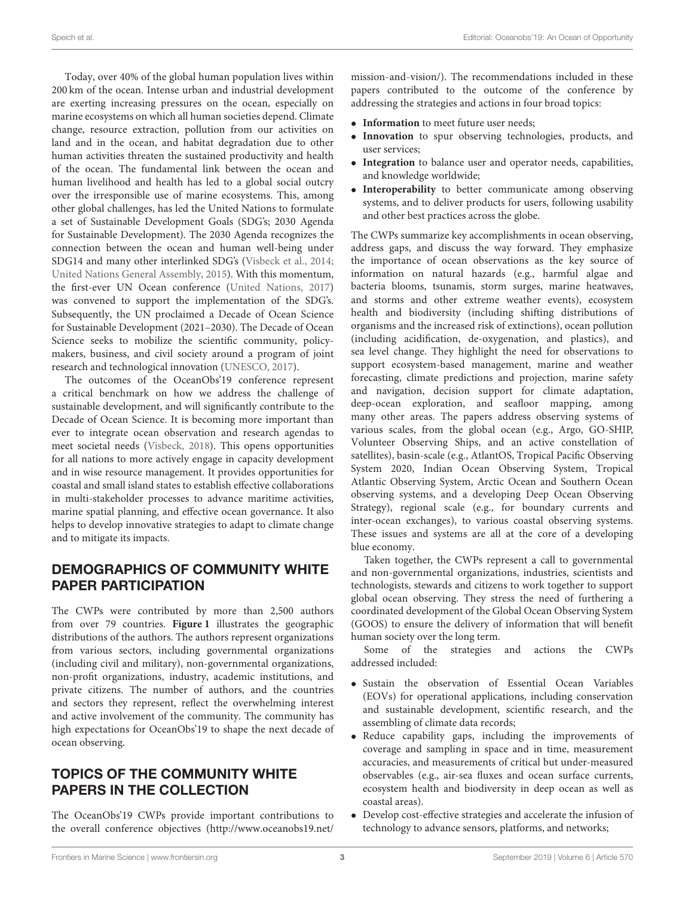Today, over 40% of the global human population lives within 200 km of the ocean. Intense urban and industrial development are exerting increasing pressures on the ocean, especially on marine ecosystems on which all human societies depend. Climate change, resource extraction, pollution from our activities on land and in the ocean, and habitat degradation due to other human activities threaten the sustained productivity and health of the ocean. The fundamental link between the ocean and human livelihood and health has led to a global social outcry over the irresponsible use of marine ecosystems. This, among other global challenges, has led the United Nations to formulate a set of Sustainable Development Goals (SDG's; 2030 Agenda for Sustainable Development). The 2030 Agenda recognizes the connection between the ocean and human well-being under SDG14 and many other interlinked SDG's (Visbeck et al., 2014; United Nations General Assembly, 2015). With this momentum, the first-ever UN Ocean conference (United Nations, 2017) was convened to support the implementation of the SDG's. Subsequently, the UN proclaimed a Decade of Ocean Science for Sustainable Development (2021–2030). The Decade of Ocean Science seeks to mobilize the scientific community, policy-makers, business, and civil society around a program of joint research and technological innovation (UNESCO, 2017).

The outcomes of the OceanObs'19 conference represent a critical benchmark on how we address the challenge of sustainable development, and will significantly contribute to the Decade of Ocean Science. It is becoming more important than ever to integrate ocean observation and research agendas to meet societal needs (Visbeck, 2018). This opens opportunities for all nations to more actively engage in capacity development and in wise resource management. It provides opportunities for coastal and small island states to establish effective collaborations in multi-stakeholder processes to advance maritime activities, marine spatial planning, and effective ocean governance. It also helps to develop innovative strategies to adapt to climate change and to mitigate its impacts.

## DEMOGRAPHICS OF COMMUNITY WHITE PAPER PARTICIPATION

The CWPs were contributed by more than 2,500 authors from over 79 countries. **Figure 1** illustrates the geographic distributions of the authors. The authors represent organizations from various sectors, including governmental organizations (including civil and military), non-governmental organizations, non-profit organizations, industry, academic institutions, and private citizens. The number of authors, and the countries and sectors they represent, reflect the overwhelming interest and active involvement of the community. The community has high expectations for OceanObs'19 to shape the next decade of ocean observing.

## TOPICS OF THE COMMUNITY WHITE PAPERS IN THE COLLECTION

The OceanObs'19 CWPs provide important contributions to the overall conference objectives (http://www.oceanobs19.net/mission-and-vision/). The recommendations included in these papers contributed to the outcome of the conference by addressing the strategies and actions in four broad topics:

- **Information** to meet future user needs;
- **Innovation** to spur observing technologies, products, and user services;
- **Integration** to balance user and operator needs, capabilities, and knowledge worldwide;
- **Interoperability** to better communicate among observing systems, and to deliver products for users, following usability and other best practices across the globe.

The CWPs summarize key accomplishments in ocean observing, address gaps, and discuss the way forward. They emphasize the importance of ocean observations as the key source of information on natural hazards (e.g., harmful algae and bacteria blooms, tsunamis, storm surges, marine heatwaves, and storms and other extreme weather events), ecosystem health and biodiversity (including shifting distributions of organisms and the increased risk of extinctions), ocean pollution (including acidification, de-oxygenation, and plastics), and sea level change. They highlight the need for observations to support ecosystem-based management, marine and weather forecasting, climate predictions and projection, marine safety and navigation, decision support for climate adaptation, deep-ocean exploration, and seafloor mapping, among many other areas. The papers address observing systems of various scales, from the global ocean (e.g., Argo, GO-SHIP, Volunteer Observing Ships, and an active constellation of satellites), basin-scale (e.g., AtlantOS, Tropical Pacific Observing System 2020, Indian Ocean Observing System, Tropical Atlantic Observing System, Arctic Ocean and Southern Ocean observing systems, and a developing Deep Ocean Observing Strategy), regional scale (e.g., for boundary currents and inter-ocean exchanges), to various coastal observing systems. These issues and systems are all at the core of a developing blue economy.

Taken together, the CWPs represent a call to governmental and non-governmental organizations, industries, scientists and technologists, stewards and citizens to work together to support global ocean observing. They stress the need of furthering a coordinated development of the Global Ocean Observing System (GOOS) to ensure the delivery of information that will benefit human society over the long term.

Some of the strategies and actions the CWPs addressed included:

- Sustain the observation of Essential Ocean Variables (EOVs) for operational applications, including conservation and sustainable development, scientific research, and the assembling of climate data records;
- Reduce capability gaps, including the improvements of coverage and sampling in space and in time, measurement accuracies, and measurements of critical but under-measured observables (e.g., air-sea fluxes and ocean surface currents, ecosystem health and biodiversity in deep ocean as well as coastal areas).
- Develop cost-effective strategies and accelerate the infusion of technology to advance sensors, platforms, and networks;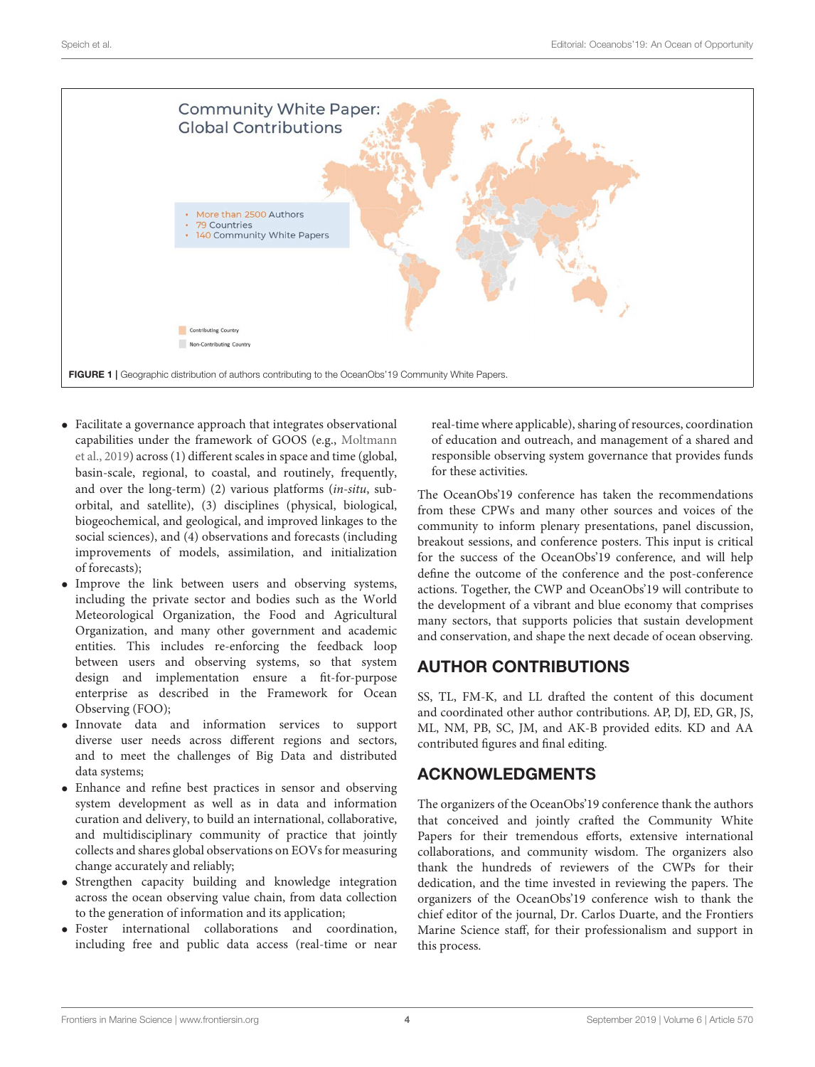**FIGURE 1** | Geographic distribution of authors contributing to the OceanObs'19 Community White Papers.

- Facilitate a governance approach that integrates observational capabilities under the framework of GOOS (e.g., Moltmann et al., 2019) across (1) different scales in space and time (global, basin-scale, regional, to coastal, and routinely, frequently, and over the long-term) (2) various platforms (*in-situ*, sub-orbital, and satellite), (3) disciplines (physical, biological, biogeochemical, and geological, and improved linkages to the social sciences), and (4) observations and forecasts (including improvements of models, assimilation, and initialization of forecasts);
- Improve the link between users and observing systems, including the private sector and bodies such as the World Meteorological Organization, the Food and Agricultural Organization, and many other government and academic entities. This includes re-enforcing the feedback loop between users and observing systems, so that system design and implementation ensure a fit-for-purpose enterprise as described in the Framework for Ocean Observing (FOO);
- Innovate data and information services to support diverse user needs across different regions and sectors, and to meet the challenges of Big Data and distributed data systems;
- Enhance and refine best practices in sensor and observing system development as well as in data and information curation and delivery, to build an international, collaborative, and multidisciplinary community of practice that jointly collects and shares global observations on EOVs for measuring change accurately and reliably;
- Strengthen capacity building and knowledge integration across the ocean observing value chain, from data collection to the generation of information and its application;
- Foster international collaborations and coordination, including free and public data access (real-time or near real-time where applicable), sharing of resources, coordination of education and outreach, and management of a shared and responsible observing system governance that provides funds for these activities.

The OceanObs'19 conference has taken the recommendations from these CPWs and many other sources and voices of the community to inform plenary presentations, panel discussion, breakout sessions, and conference posters. This input is critical for the success of the OceanObs'19 conference, and will help define the outcome of the conference and the post-conference actions. Together, the CWP and OceanObs'19 will contribute to the development of a vibrant and blue economy that comprises many sectors, that supports policies that sustain development and conservation, and shape the next decade of ocean observing.

## AUTHOR CONTRIBUTIONS

SS, TL, FM-K, and LL drafted the content of this document and coordinated other author contributions. AP, DJ, ED, GR, JS, ML, NM, PB, SC, JM, and AK-B provided edits. KD and AA contributed figures and final editing.

## ACKNOWLEDGMENTS

The organizers of the OceanObs'19 conference thank the authors that conceived and jointly crafted the Community White Papers for their tremendous efforts, extensive international collaborations, and community wisdom. The organizers also thank the hundreds of reviewers of the CWPs for their dedication, and the time invested in reviewing the papers. The organizers of the OceanObs'19 conference wish to thank the chief editor of the journal, Dr. Carlos Duarte, and the Frontiers Marine Science staff, for their professionalism and support in this process.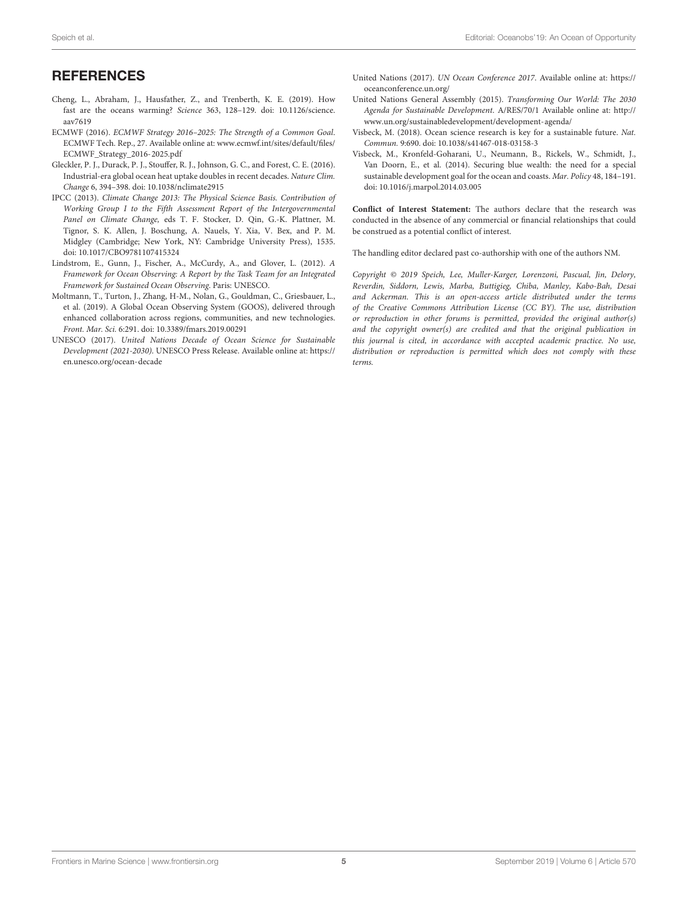## REFERENCES

Cheng, L., Abraham, J., Hausfather, Z., and Trenberth, K. E. (2019). How fast are the oceans warming? *Science* 363, 128–129. doi: 10.1126/science.aav7619

ECMWF (2016). *ECMWF Strategy 2016–2025: The Strength of a Common Goal*. ECMWF Tech. Rep., 27. Available online at: www.ecmwf.int/sites/default/files/ECMWF_Strategy_2016-2025.pdf

Gleckler, P. J., Durack, P. J., Stouffer, R. J., Johnson, G. C., and Forest, C. E. (2016). Industrial-era global ocean heat uptake doubles in recent decades. *Nature Clim. Change* 6, 394–398. doi: 10.1038/nclimate2915

IPCC (2013). *Climate Change 2013: The Physical Science Basis. Contribution of Working Group I to the Fifth Assessment Report of the Intergovernmental Panel on Climate Change,* eds T. F. Stocker, D. Qin, G.-K. Plattner, M. Tignor, S. K. Allen, J. Boschung, A. Nauels, Y. Xia, V. Bex, and P. M. Midgley (Cambridge; New York, NY: Cambridge University Press), 1535. doi: 10.1017/CBO9781107415324

Lindstrom, E., Gunn, J., Fischer, A., McCurdy, A., and Glover, L. (2012). *A Framework for Ocean Observing: A Report by the Task Team for an Integrated Framework for Sustained Ocean Observing*. Paris: UNESCO.

Moltmann, T., Turton, J., Zhang, H-M., Nolan, G., Gouldman, C., Griesbauer, L., et al. (2019). A Global Ocean Observing System (GOOS), delivered through enhanced collaboration across regions, communities, and new technologies. *Front. Mar. Sci.* 6:291. doi: 10.3389/fmars.2019.00291

UNESCO (2017). *United Nations Decade of Ocean Science for Sustainable Development (2021-2030)*. UNESCO Press Release. Available online at: https://en.unesco.org/ocean-decade

United Nations (2017). *UN Ocean Conference 2017*. Available online at: https://oceanconference.un.org/

United Nations General Assembly (2015). *Transforming Our World: The 2030 Agenda for Sustainable Development*. A/RES/70/1 Available online at: http://www.un.org/sustainabledevelopment/development-agenda/

Visbeck, M. (2018). Ocean science research is key for a sustainable future. *Nat. Commun.* 9:690. doi: 10.1038/s41467-018-03158-3

Visbeck, M., Kronfeld-Goharani, U., Neumann, B., Rickels, W., Schmidt, J., Van Doorn, E., et al. (2014). Securing blue wealth: the need for a special sustainable development goal for the ocean and coasts. *Mar. Policy* 48, 184–191. doi: 10.1016/j.marpol.2014.03.005

**Conflict of Interest Statement:** The authors declare that the research was conducted in the absence of any commercial or financial relationships that could be construed as a potential conflict of interest.

The handling editor declared past co-authorship with one of the authors NM.

*Copyright © 2019 Speich, Lee, Muller-Karger, Lorenzoni, Pascual, Jin, Delory, Reverdin, Siddorn, Lewis, Marba, Buttigieg, Chiba, Manley, Kabo-Bah, Desai and Ackerman. This is an open-access article distributed under the terms of the Creative Commons Attribution License (CC BY). The use, distribution or reproduction in other forums is permitted, provided the original author(s) and the copyright owner(s) are credited and that the original publication in this journal is cited, in accordance with accepted academic practice. No use, distribution or reproduction is permitted which does not comply with these terms.*